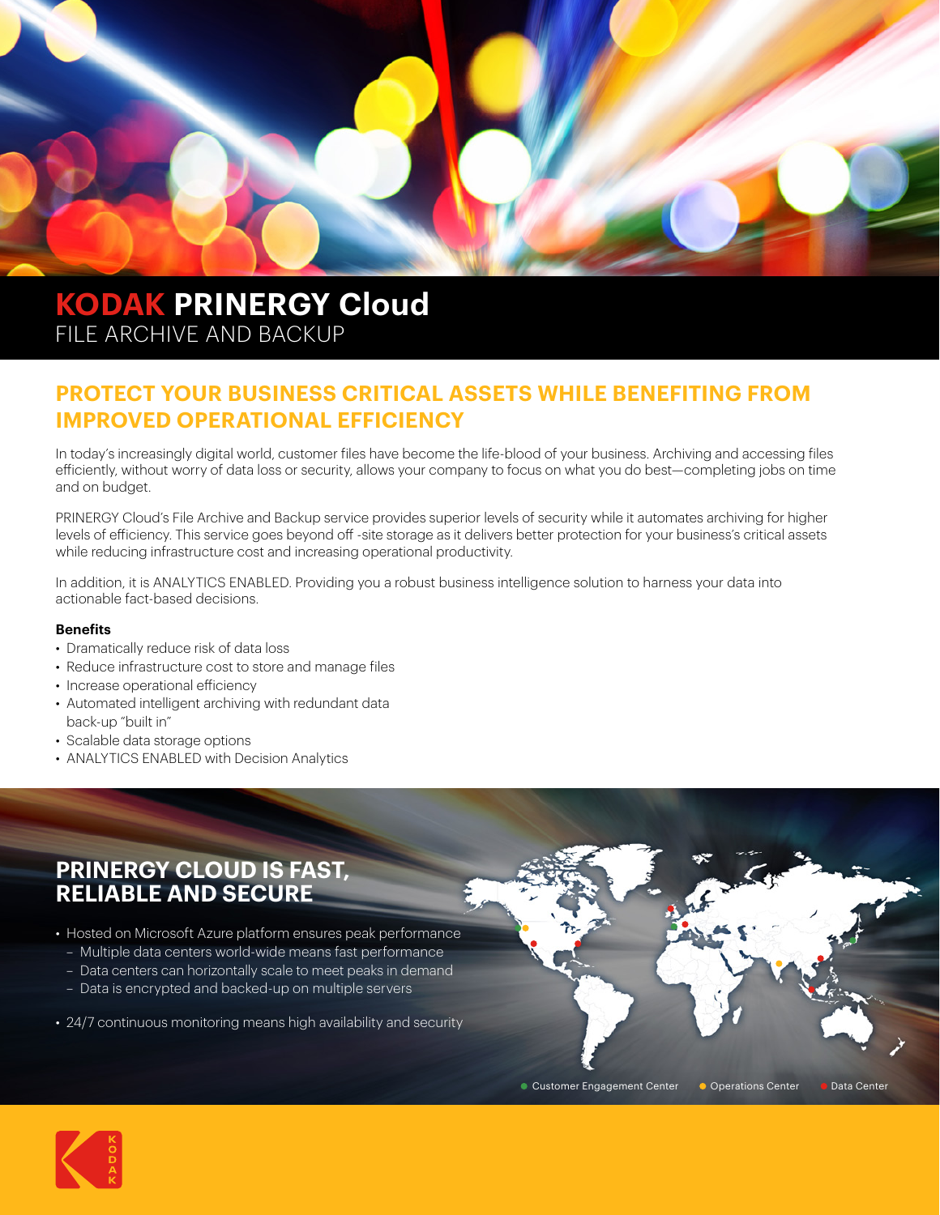# KODAK PRINERGY Cloud

FILE ARCHIVE AND BACKUP

## PROTECT YOUR BUSINESS CRITICAL ASSETS WHILE BENEFITING FROM IMPROVED OPERATIONAL EFFICIENCY

In today's increasingly digital world, customer files have become the life-blood of your business. Archiving and accessing files efficiently, without worry of data loss or security, allows your company to focus on what you do best—completing jobs on time and on budget.

PRINERGY Cloud's File Archive and Backup service provides superior levels of security while it automates archiving for higher levels of efficiency. This service goes beyond off -site storage as it delivers better protection for your business's critical assets while reducing infrastructure cost and increasing operational productivity.

In addition, it is ANALYTICS ENABLED. Providing you a robust business intelligence solution to harness your data into actionable fact-based decisions.

**Benefits**

- Dramatically reduce risk of data loss
- Reduce infrastructure cost to store and manage files
- Increase operational efficiency
- Automated intelligent archiving with redundant data back-up "built in"
- Scalable data storage options
- ANALYTICS ENABLED with Decision Analytics

## PRINERGY CLOUD IS FAST, RELIABLE AND SECURE

- Hosted on Microsoft Azure platform ensures peak performance
  - Multiple data centers world-wide means fast performance
  - Data centers can horizontally scale to meet peaks in demand
  - Data is encrypted and backed-up on multiple servers
- 24/7 continuous monitoring means high availability and security

● Customer Engagement Center ● Operations Center ● Data Center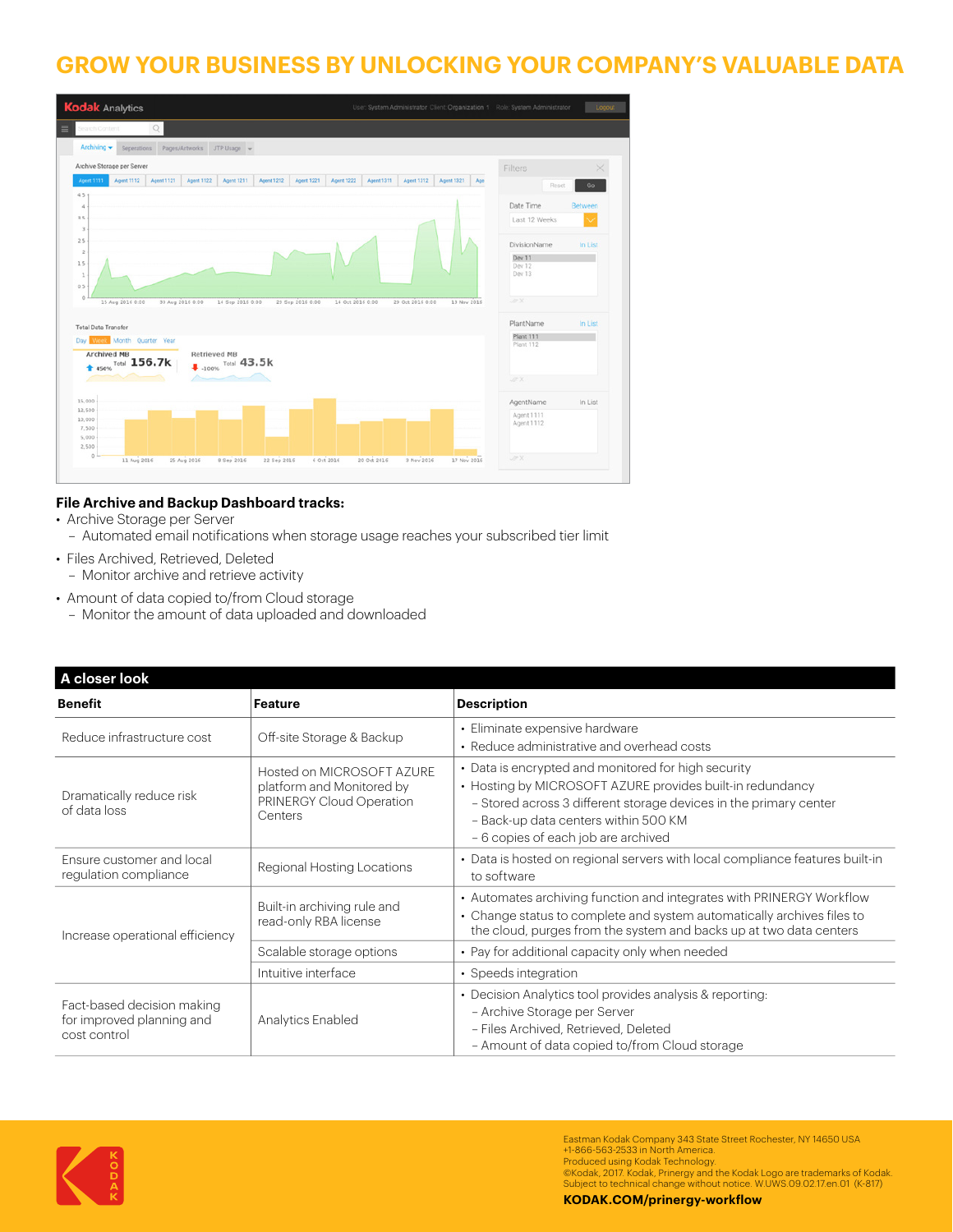# GROW YOUR BUSINESS BY UNLOCKING YOUR COMPANY'S VALUABLE DATA

**File Archive and Backup Dashboard tracks:**

- Archive Storage per Server
  - Automated email notifications when storage usage reaches your subscribed tier limit
- Files Archived, Retrieved, Deleted
  - Monitor archive and retrieve activity
- Amount of data copied to/from Cloud storage
  - Monitor the amount of data uploaded and downloaded

## A closer look

| Benefit | Feature | Description |
|---|---|---|
| Reduce infrastructure cost | Off-site Storage & Backup | • Eliminate expensive hardware<br>• Reduce administrative and overhead costs |
| Dramatically reduce risk of data loss | Hosted on MICROSOFT AZURE platform and Monitored by PRINERGY Cloud Operation Centers | • Data is encrypted and monitored for high security<br>• Hosting by MICROSOFT AZURE provides built-in redundancy<br>– Stored across 3 different storage devices in the primary center<br>– Back-up data centers within 500 KM<br>– 6 copies of each job are archived |
| Ensure customer and local regulation compliance | Regional Hosting Locations | • Data is hosted on regional servers with local compliance features built-in to software |
| Increase operational efficiency | Built-in archiving rule and read-only RBA license | • Automates archiving function and integrates with PRINERGY Workflow<br>• Change status to complete and system automatically archives files to the cloud, purges from the system and backs up at two data centers |
| | Scalable storage options | • Pay for additional capacity only when needed |
| | Intuitive interface | • Speeds integration |
| Fact-based decision making for improved planning and cost control | Analytics Enabled | • Decision Analytics tool provides analysis & reporting:<br>– Archive Storage per Server<br>– Files Archived, Retrieved, Deleted<br>– Amount of data copied to/from Cloud storage |

Eastman Kodak Company 343 State Street Rochester, NY 14650 USA
+1-866-563-2533 in North America.
Produced using Kodak Technology.
©Kodak, 2017. Kodak, Prinergy and the Kodak Logo are trademarks of Kodak.
Subject to technical change without notice. W.UWS.09.02.17.en.01 (K-817)

**KODAK.COM/prinergy-workflow**